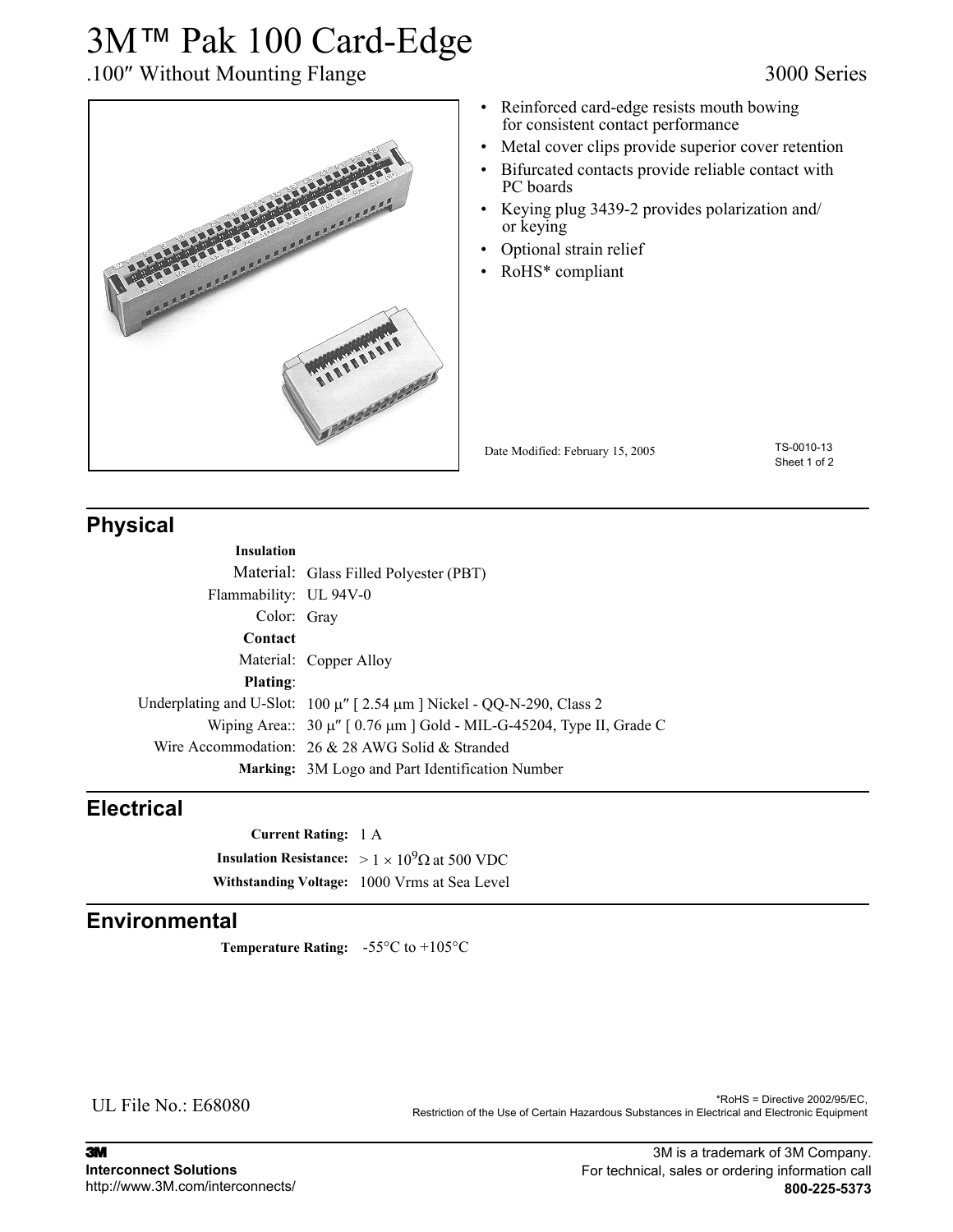# 3M™ Pak 100 Card-Edge

.100″ Without Mounting Flange

3000 Series

- Reinforced card-edge resists mouth bowing for consistent contact performance
- Metal cover clips provide superior cover retention
- Bifurcated contacts provide reliable contact with PC boards
- Keying plug 3439-2 provides polarization and/or keying
- Optional strain relief
- RoHS* compliant

Date Modified: February 15, 2005

TS-0010-13
Sheet 1 of 2

## Physical

**Insulation**

Material: Glass Filled Polyester (PBT)

Flammability: UL 94V-0

Color: Gray

**Contact**

Material: Copper Alloy

**Plating**:

Underplating and U-Slot: 100 μ″ [ 2.54 μm ] Nickel - QQ-N-290, Class 2

Wiping Area:: 30 μ″ [ 0.76 μm ] Gold - MIL-G-45204, Type II, Grade C

Wire Accommodation: 26 & 28 AWG Solid & Stranded

**Marking:** 3M Logo and Part Identification Number

## Electrical

**Current Rating:** 1 A

**Insulation Resistance:** $> 1 \times 10^9 \Omega$ at 500 VDC

**Withstanding Voltage:** 1000 Vrms at Sea Level

## Environmental

**Temperature Rating:** -55°C to +105°C

UL File No.: E68080

*RoHS = Directive 2002/95/EC, Restriction of the Use of Certain Hazardous Substances in Electrical and Electronic Equipment

**3M**
**Interconnect Solutions**
http://www.3M.com/interconnects/

3M is a trademark of 3M Company.
For technical, sales or ordering information call
**800-225-5373**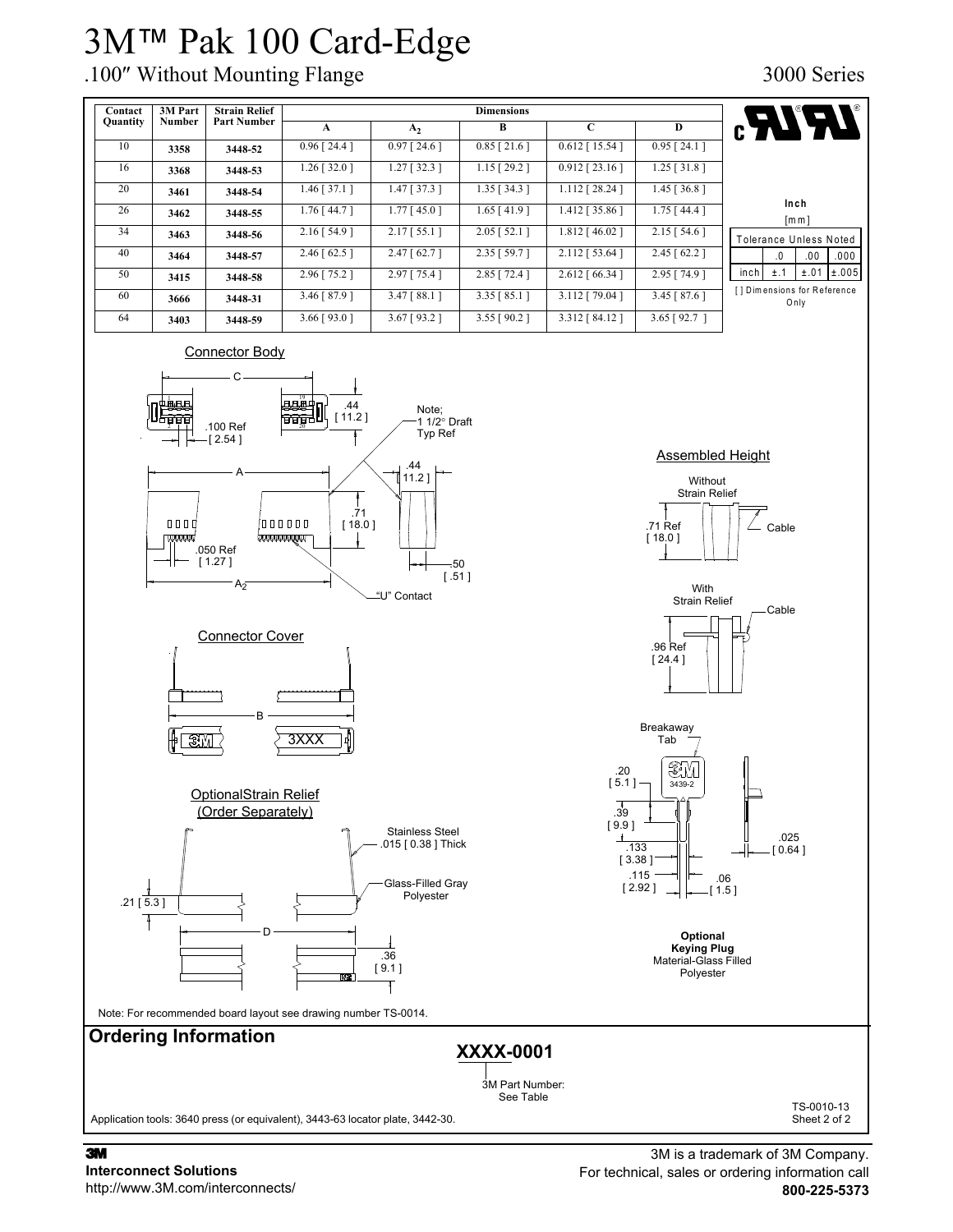# 3M™ Pak 100 Card-Edge

## .100″ Without Mounting Flange

3000 Series

| Contact Quantity | 3M Part Number | Strain Relief Part Number | Dimensions | | | | |
|---|---|---|---|---|---|---|---|
| | | | A | $A_2$ | B | C | D |
| 10 | **3358** | **3448-52** | 0.96 [ 24.4 ] | 0.97 [ 24.6 ] | 0.85 [ 21.6 ] | 0.612 [ 15.54 ] | 0.95 [ 24.1 ] |
| 16 | **3368** | **3448-53** | 1.26 [ 32.0 ] | 1.27 [ 32.3 ] | 1.15 [ 29.2 ] | 0.912 [ 23.16 ] | 1.25 [ 31.8 ] |
| 20 | **3461** | **3448-54** | 1.46 [ 37.1 ] | 1.47 [ 37.3 ] | 1.35 [ 34.3 ] | 1.112 [ 28.24 ] | 1.45 [ 36.8 ] |
| 26 | **3462** | **3448-55** | 1.76 [ 44.7 ] | 1.77 [ 45.0 ] | 1.65 [ 41.9 ] | 1.412 [ 35.86 ] | 1.75 [ 44.4 ] |
| 34 | **3463** | **3448-56** | 2.16 [ 54.9 ] | 2.17 [ 55.1 ] | 2.05 [ 52.1 ] | 1.812 [ 46.02 ] | 2.15 [ 54.6 ] |
| 40 | **3464** | **3448-57** | 2.46 [ 62.5 ] | 2.47 [ 62.7 ] | 2.35 [ 59.7 ] | 2.112 [ 53.64 ] | 2.45 [ 62.2 ] |
| 50 | **3415** | **3448-58** | 2.96 [ 75.2 ] | 2.97 [ 75.4 ] | 2.85 [ 72.4 ] | 2.612 [ 66.34 ] | 2.95 [ 74.9 ] |
| 60 | **3666** | **3448-31** | 3.46 [ 87.9 ] | 3.47 [ 88.1 ] | 3.35 [ 85.1 ] | 3.112 [ 79.04 ] | 3.45 [ 87.6 ] |
| 64 | **3403** | **3448-59** | 3.66 [ 93.0 ] | 3.67 [ 93.2 ] | 3.55 [ 90.2 ] | 3.312 [ 84.12 ] | 3.65 [ 92.7 ] |

**Inch**
[mm]

| Tolerance Unless Noted | | | |
|---|---|---|---|
| | .0 | .00 | .000 |
| inch | ±.1 | ±.01 | ±.005 |

[ ] Dimensions for Reference Only

### Connector Body

C
.44 [ 11.2 ]
.100 Ref [ 2.54 ]
Note; 1 1/2° Draft Typ Ref
A
.44 [ 11.2 ]
.71 [ 18.0 ]
.050 Ref [ 1.27 ]
.50 [ .51 ]
$A_2$
"U" Contact

### Assembled Height

Without Strain Relief
.71 Ref [ 18.0 ]
Cable

With Strain Relief
Cable
.96 Ref [ 24.4 ]

### Connector Cover

B
3XXX

### OptionalStrain Relief (Order Separately)

Stainless Steel .015 [ 0.38 ] Thick
Glass-Filled Gray Polyester
.21 [ 5.3 ]
D
.36 [ 9.1 ]

Breakaway Tab
.20 [ 5.1 ]
3439-2
.39 [ 9.9 ]
.133 [ 3.38 ]
.115 [ 2.92 ]
.06 [ 1.5 ]
.025 [ 0.64 ]

**Optional Keying Plug**
Material-Glass Filled Polyester

Note: For recommended board layout see drawing number TS-0014.

## Ordering Information

**XXXX-0001**

3M Part Number: See Table

Application tools: 3640 press (or equivalent), 3443-63 locator plate, 3442-30.

TS-0010-13
Sheet 2 of 2

**3M**
**Interconnect Solutions**
http://www.3M.com/interconnects/

3M is a trademark of 3M Company.
For technical, sales or ordering information call
**800-225-5373**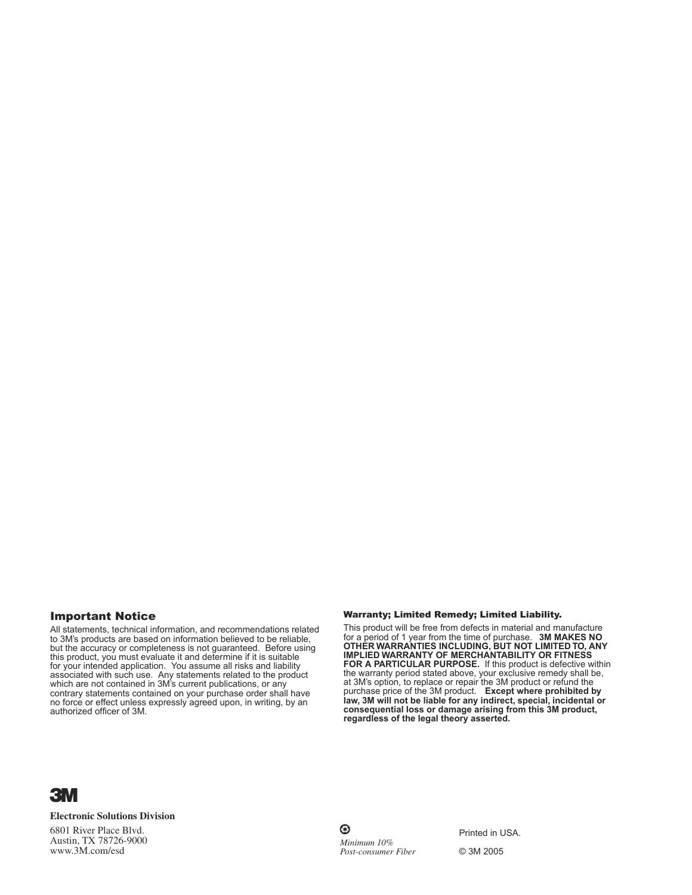## Important Notice

All statements, technical information, and recommendations related to 3M's products are based on information believed to be reliable, but the accuracy or completeness is not guaranteed. Before using this product, you must evaluate it and determine if it is suitable for your intended application. You assume all risks and liability associated with such use. Any statements related to the product which are not contained in 3M's current publications, or any contrary statements contained on your purchase order shall have no force or effect unless expressly agreed upon, in writing, by an authorized officer of 3M.

### Warranty; Limited Remedy; Limited Liability.

This product will be free from defects in material and manufacture for a period of 1 year from the time of purchase. **3M MAKES NO OTHER WARRANTIES INCLUDING, BUT NOT LIMITED TO, ANY IMPLIED WARRANTY OF MERCHANTABILITY OR FITNESS FOR A PARTICULAR PURPOSE.** If this product is defective within the warranty period stated above, your exclusive remedy shall be, at 3M's option, to replace or repair the 3M product or refund the purchase price of the 3M product. **Except where prohibited by law, 3M will not be liable for any indirect, special, incidental or consequential loss or damage arising from this 3M product, regardless of the legal theory asserted.**

**3M**

**Electronic Solutions Division**

6801 River Place Blvd.
Austin, TX 78726-9000
www.3M.com/esd

*Minimum 10% Post-consumer Fiber*

Printed in USA.

© 3M 2005